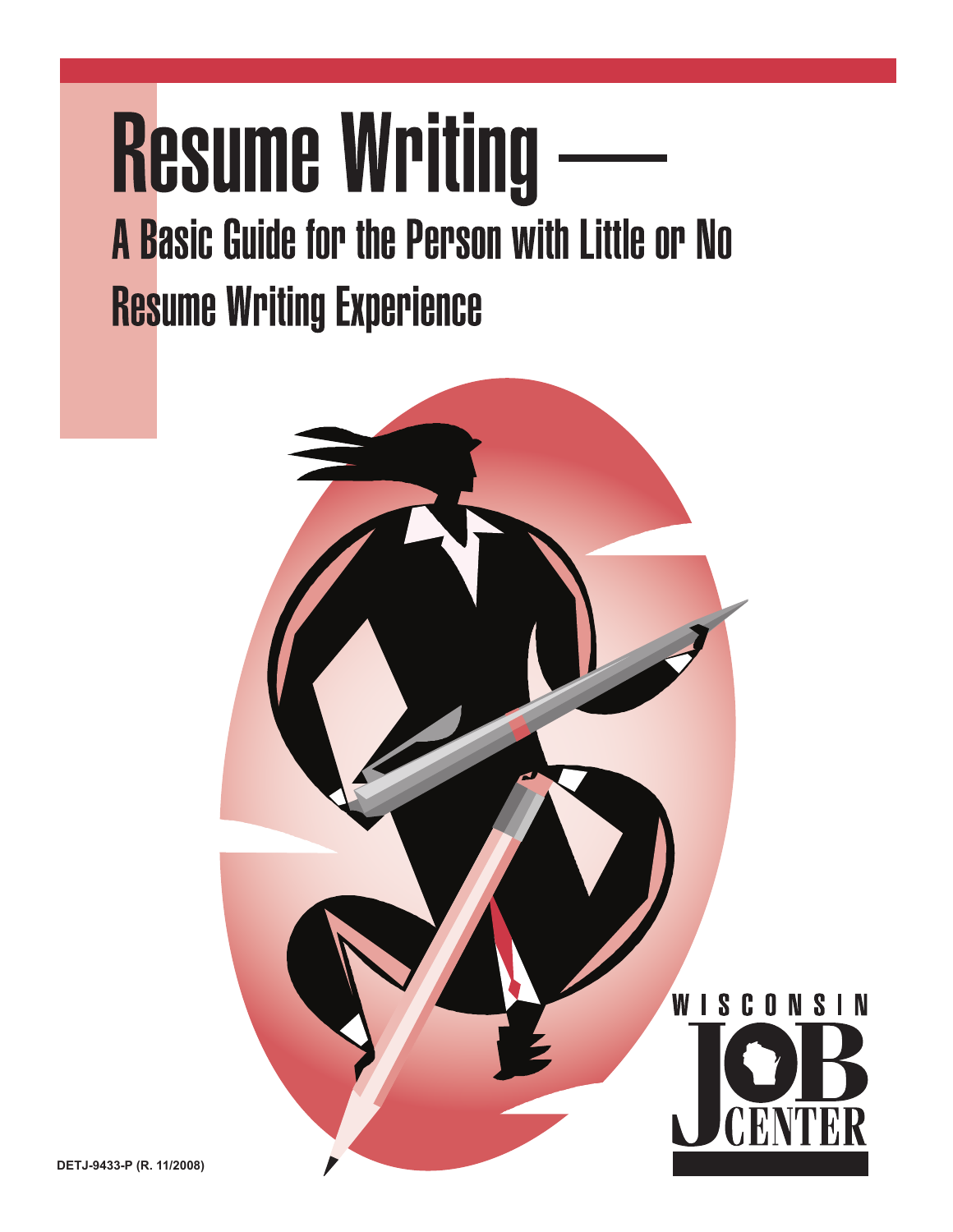# Resume Writing —

## A Basic Guide for the Person with Little or No Resume Writing Experience

WISCONSIN JOB CENTER

DETJ-9433-P (R. 11/2008)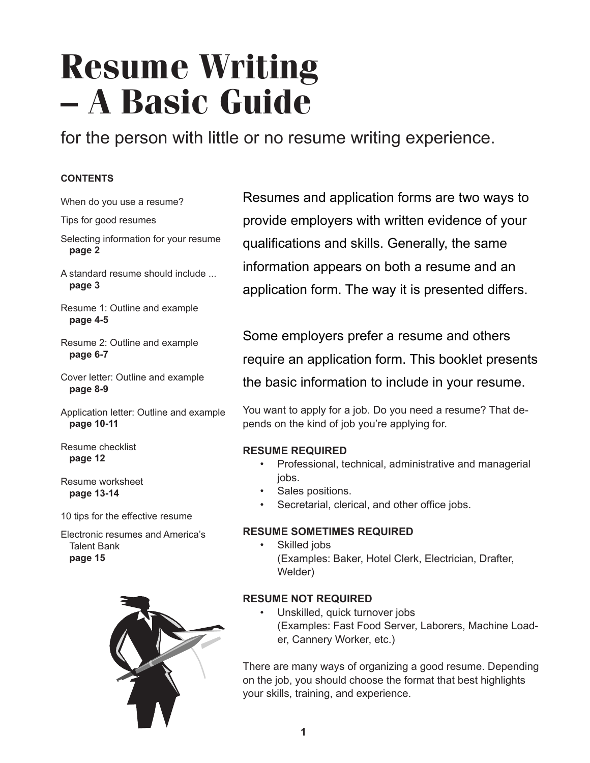# Resume Writing – A Basic Guide

for the person with little or no resume writing experience.

**CONTENTS**

When do you use a resume?

Tips for good resumes

Selecting information for your resume
**page 2**

A standard resume should include ...
**page 3**

Resume 1: Outline and example
**page 4-5**

Resume 2: Outline and example
**page 6-7**

Cover letter: Outline and example
**page 8-9**

Application letter: Outline and example
**page 10-11**

Resume checklist
**page 12**

Resume worksheet
**page 13-14**

10 tips for the effective resume

Electronic resumes and America's Talent Bank
**page 15**

Resumes and application forms are two ways to provide employers with written evidence of your qualifications and skills. Generally, the same information appears on both a resume and an application form. The way it is presented differs.

Some employers prefer a resume and others require an application form. This booklet presents the basic information to include in your resume.

You want to apply for a job. Do you need a resume? That depends on the kind of job you're applying for.

**RESUME REQUIRED**

- Professional, technical, administrative and managerial jobs.
- Sales positions.
- Secretarial, clerical, and other office jobs.

**RESUME SOMETIMES REQUIRED**

- Skilled jobs
  (Examples: Baker, Hotel Clerk, Electrician, Drafter, Welder)

**RESUME NOT REQUIRED**

- Unskilled, quick turnover jobs
  (Examples: Fast Food Server, Laborers, Machine Loader, Cannery Worker, etc.)

There are many ways of organizing a good resume. Depending on the job, you should choose the format that best highlights your skills, training, and experience.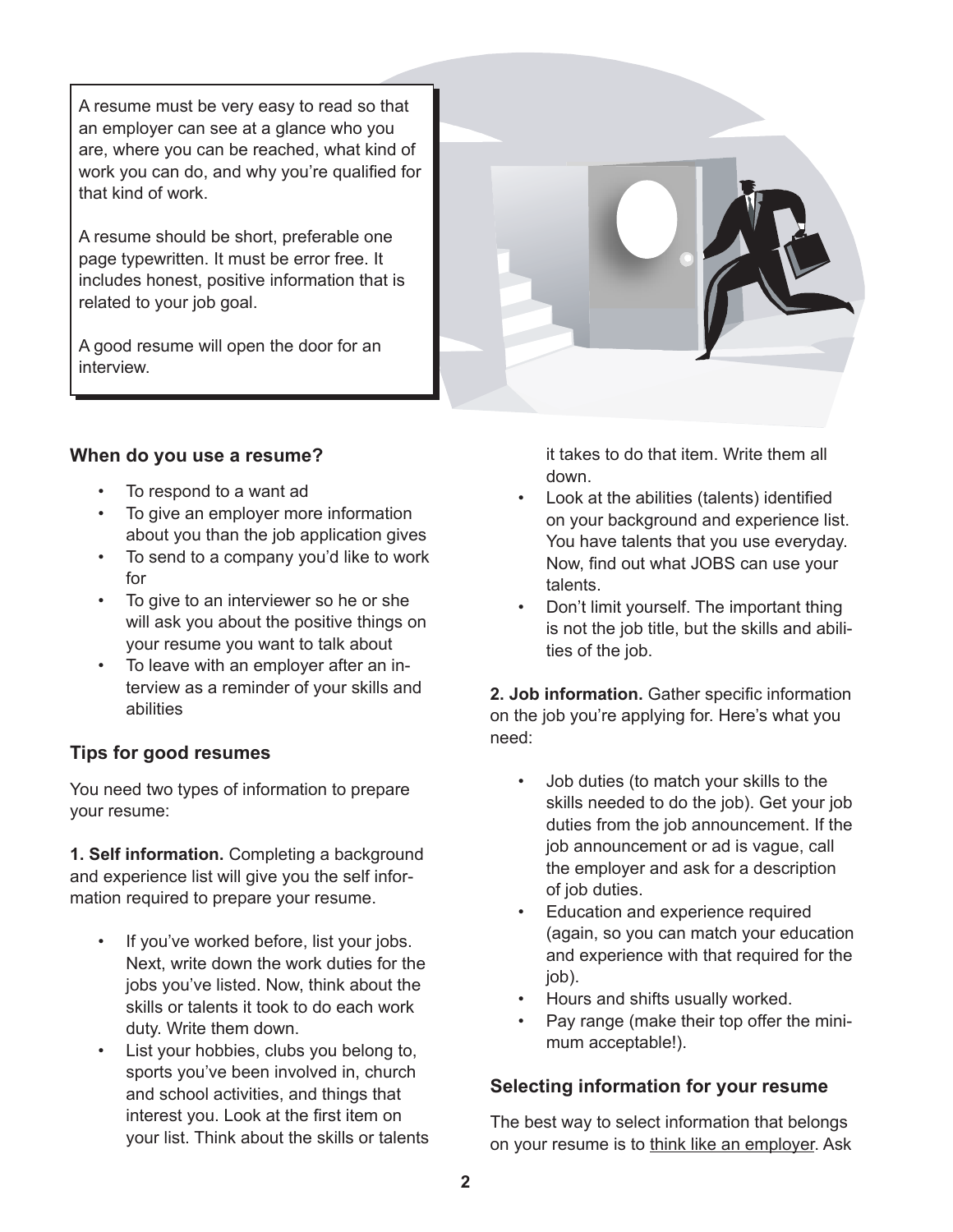A resume must be very easy to read so that an employer can see at a glance who you are, where you can be reached, what kind of work you can do, and why you're qualified for that kind of work.

A resume should be short, preferable one page typewritten. It must be error free. It includes honest, positive information that is related to your job goal.

A good resume will open the door for an interview.

### When do you use a resume?

- To respond to a want ad
- To give an employer more information about you than the job application gives
- To send to a company you'd like to work for
- To give to an interviewer so he or she will ask you about the positive things on your resume you want to talk about
- To leave with an employer after an interview as a reminder of your skills and abilities

### Tips for good resumes

You need two types of information to prepare your resume:

**1. Self information.** Completing a background and experience list will give you the self information required to prepare your resume.

- If you've worked before, list your jobs. Next, write down the work duties for the jobs you've listed. Now, think about the skills or talents it took to do each work duty. Write them down.
- List your hobbies, clubs you belong to, sports you've been involved in, church and school activities, and things that interest you. Look at the first item on your list. Think about the skills or talents it takes to do that item. Write them all down.
- Look at the abilities (talents) identified on your background and experience list. You have talents that you use everyday. Now, find out what JOBS can use your talents.
- Don't limit yourself. The important thing is not the job title, but the skills and abilities of the job.

**2. Job information.** Gather specific information on the job you're applying for. Here's what you need:

- Job duties (to match your skills to the skills needed to do the job). Get your job duties from the job announcement. If the job announcement or ad is vague, call the employer and ask for a description of job duties.
- Education and experience required (again, so you can match your education and experience with that required for the job).
- Hours and shifts usually worked.
- Pay range (make their top offer the minimum acceptable!).

### Selecting information for your resume

The best way to select information that belongs on your resume is to <u>think like an employer</u>. Ask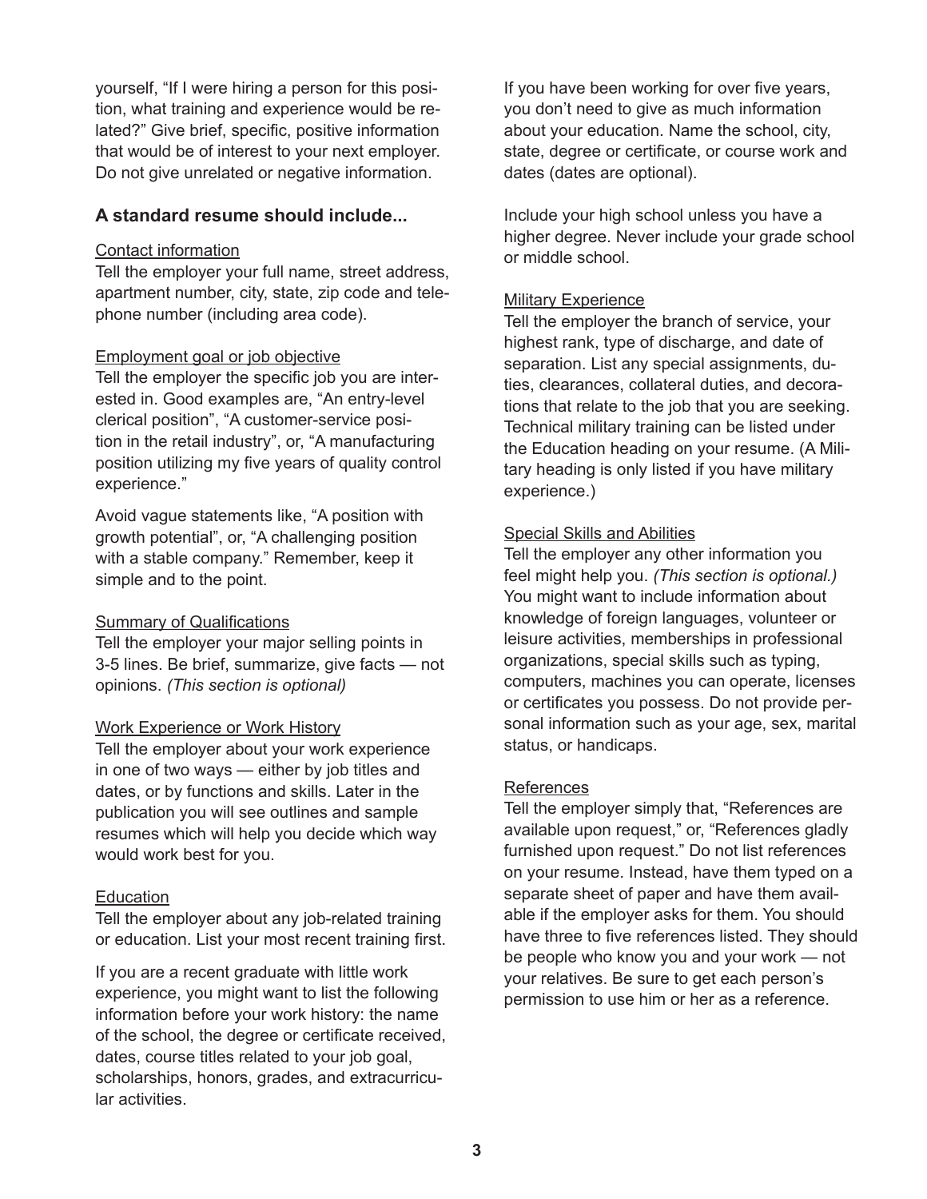yourself, "If I were hiring a person for this position, what training and experience would be related?" Give brief, specific, positive information that would be of interest to your next employer. Do not give unrelated or negative information.

### A standard resume should include...

Contact information

Tell the employer your full name, street address, apartment number, city, state, zip code and telephone number (including area code).

Employment goal or job objective

Tell the employer the specific job you are interested in. Good examples are, "An entry-level clerical position", "A customer-service position in the retail industry", or, "A manufacturing position utilizing my five years of quality control experience."

Avoid vague statements like, "A position with growth potential", or, "A challenging position with a stable company." Remember, keep it simple and to the point.

Summary of Qualifications

Tell the employer your major selling points in 3-5 lines. Be brief, summarize, give facts — not opinions. *(This section is optional)*

Work Experience or Work History

Tell the employer about your work experience in one of two ways — either by job titles and dates, or by functions and skills. Later in the publication you will see outlines and sample resumes which will help you decide which way would work best for you.

Education

Tell the employer about any job-related training or education. List your most recent training first.

If you are a recent graduate with little work experience, you might want to list the following information before your work history: the name of the school, the degree or certificate received, dates, course titles related to your job goal, scholarships, honors, grades, and extracurricular activities.

If you have been working for over five years, you don't need to give as much information about your education. Name the school, city, state, degree or certificate, or course work and dates (dates are optional).

Include your high school unless you have a higher degree. Never include your grade school or middle school.

Military Experience

Tell the employer the branch of service, your highest rank, type of discharge, and date of separation. List any special assignments, duties, clearances, collateral duties, and decorations that relate to the job that you are seeking. Technical military training can be listed under the Education heading on your resume. (A Military heading is only listed if you have military experience.)

Special Skills and Abilities

Tell the employer any other information you feel might help you. *(This section is optional.)* You might want to include information about knowledge of foreign languages, volunteer or leisure activities, memberships in professional organizations, special skills such as typing, computers, machines you can operate, licenses or certificates you possess. Do not provide personal information such as your age, sex, marital status, or handicaps.

References

Tell the employer simply that, "References are available upon request," or, "References gladly furnished upon request." Do not list references on your resume. Instead, have them typed on a separate sheet of paper and have them available if the employer asks for them. You should have three to five references listed. They should be people who know you and your work — not your relatives. Be sure to get each person's permission to use him or her as a reference.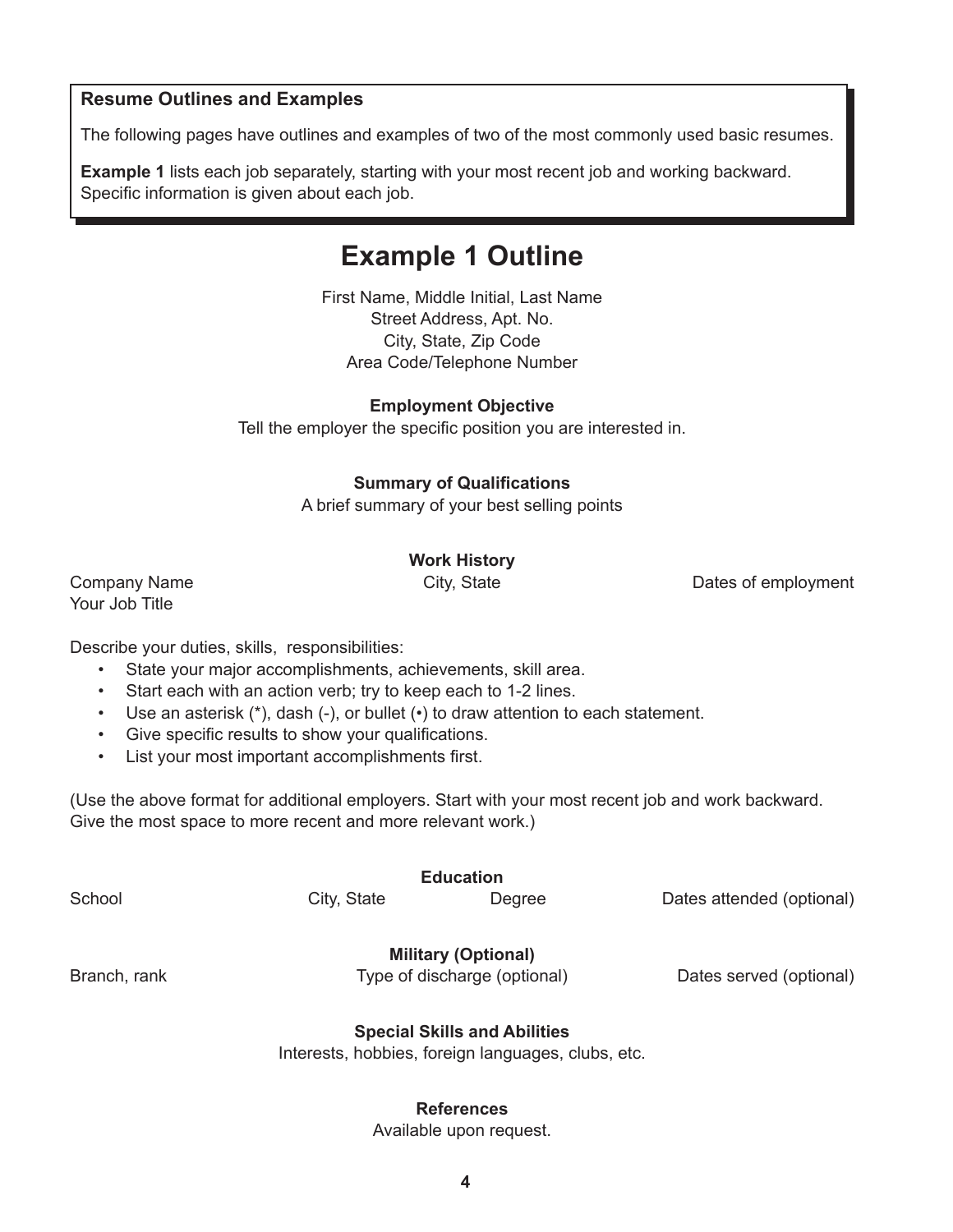**Resume Outlines and Examples**

The following pages have outlines and examples of two of the most commonly used basic resumes.

**Example 1** lists each job separately, starting with your most recent job and working backward. Specific information is given about each job.

# Example 1 Outline

First Name, Middle Initial, Last Name
Street Address, Apt. No.
City, State, Zip Code
Area Code/Telephone Number

**Employment Objective**

Tell the employer the specific position you are interested in.

**Summary of Qualifications**

A brief summary of your best selling points

**Work History**

Company Name | City, State | Dates of employment
Your Job Title

Describe your duties, skills, responsibilities:

- State your major accomplishments, achievements, skill area.
- Start each with an action verb; try to keep each to 1-2 lines.
- Use an asterisk (*), dash (-), or bullet (•) to draw attention to each statement.
- Give specific results to show your qualifications.
- List your most important accomplishments first.

(Use the above format for additional employers. Start with your most recent job and work backward. Give the most space to more recent and more relevant work.)

**Education**

School | City, State | Degree | Dates attended (optional)

**Military (Optional)**

Branch, rank | Type of discharge (optional) | Dates served (optional)

**Special Skills and Abilities**

Interests, hobbies, foreign languages, clubs, etc.

**References**

Available upon request.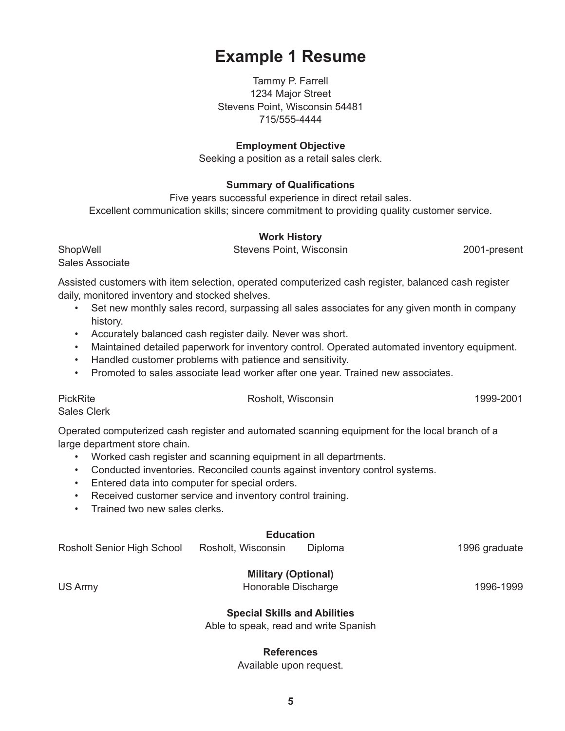# Example 1 Resume

Tammy P. Farrell
1234 Major Street
Stevens Point, Wisconsin 54481
715/555-4444

**Employment Objective**

Seeking a position as a retail sales clerk.

**Summary of Qualifications**

Five years successful experience in direct retail sales.
Excellent communication skills; sincere commitment to providing quality customer service.

**Work History**

ShopWell — Stevens Point, Wisconsin — 2001-present
Sales Associate

Assisted customers with item selection, operated computerized cash register, balanced cash register daily, monitored inventory and stocked shelves.

- Set new monthly sales record, surpassing all sales associates for any given month in company history.
- Accurately balanced cash register daily. Never was short.
- Maintained detailed paperwork for inventory control. Operated automated inventory equipment.
- Handled customer problems with patience and sensitivity.
- Promoted to sales associate lead worker after one year. Trained new associates.

PickRite — Rosholt, Wisconsin — 1999-2001
Sales Clerk

Operated computerized cash register and automated scanning equipment for the local branch of a large department store chain.

- Worked cash register and scanning equipment in all departments.
- Conducted inventories. Reconciled counts against inventory control systems.
- Entered data into computer for special orders.
- Received customer service and inventory control training.
- Trained two new sales clerks.

**Education**

Rosholt Senior High School — Rosholt, Wisconsin — Diploma — 1996 graduate

**Military (Optional)**

US Army — Honorable Discharge — 1996-1999

**Special Skills and Abilities**

Able to speak, read and write Spanish

**References**

Available upon request.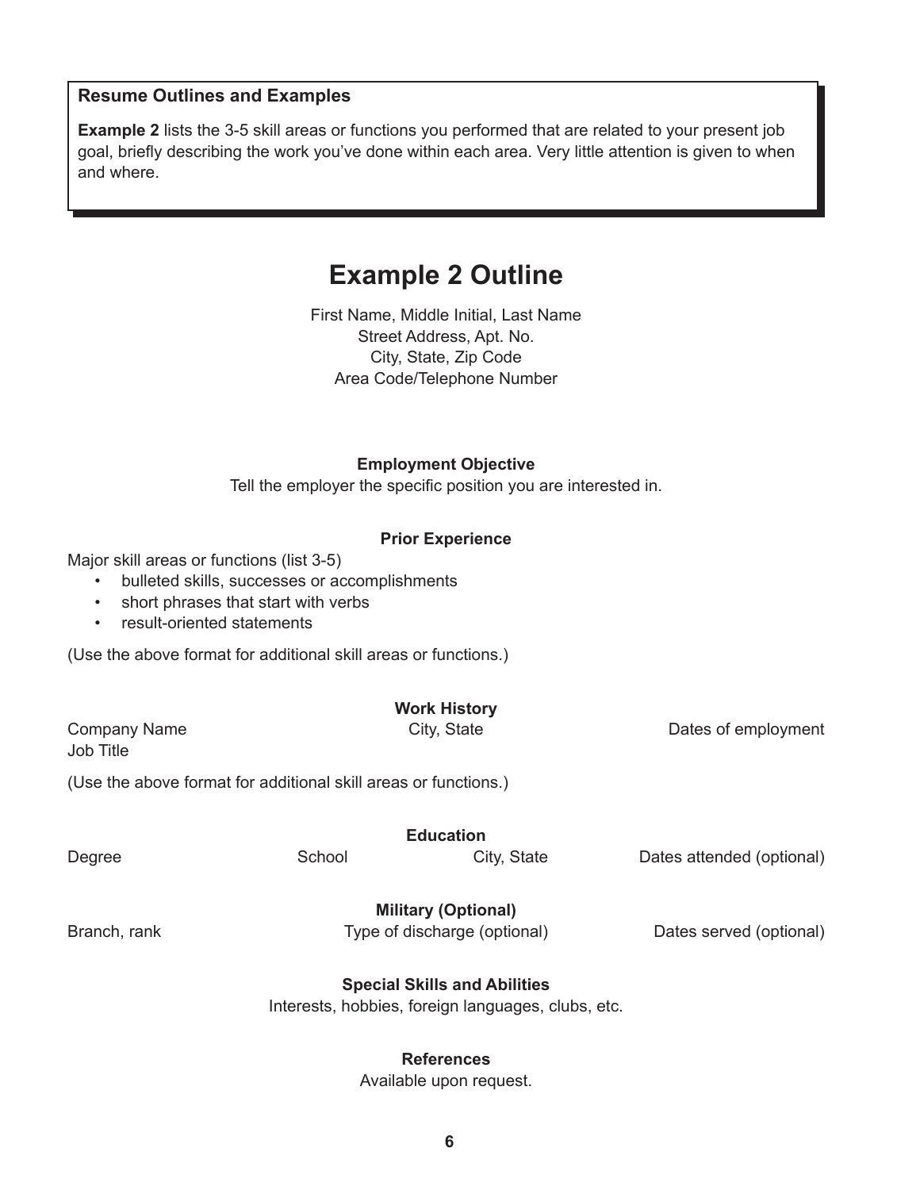**Resume Outlines and Examples**

**Example 2** lists the 3-5 skill areas or functions you performed that are related to your present job goal, briefly describing the work you've done within each area. Very little attention is given to when and where.

# Example 2 Outline

First Name, Middle Initial, Last Name
Street Address, Apt. No.
City, State, Zip Code
Area Code/Telephone Number

**Employment Objective**

Tell the employer the specific position you are interested in.

**Prior Experience**

Major skill areas or functions (list 3-5)

- bulleted skills, successes or accomplishments
- short phrases that start with verbs
- result-oriented statements

(Use the above format for additional skill areas or functions.)

**Work History**

Company Name    City, State    Dates of employment
Job Title

(Use the above format for additional skill areas or functions.)

**Education**

Degree    School    City, State    Dates attended (optional)

**Military (Optional)**

Branch, rank    Type of discharge (optional)    Dates served (optional)

**Special Skills and Abilities**

Interests, hobbies, foreign languages, clubs, etc.

**References**

Available upon request.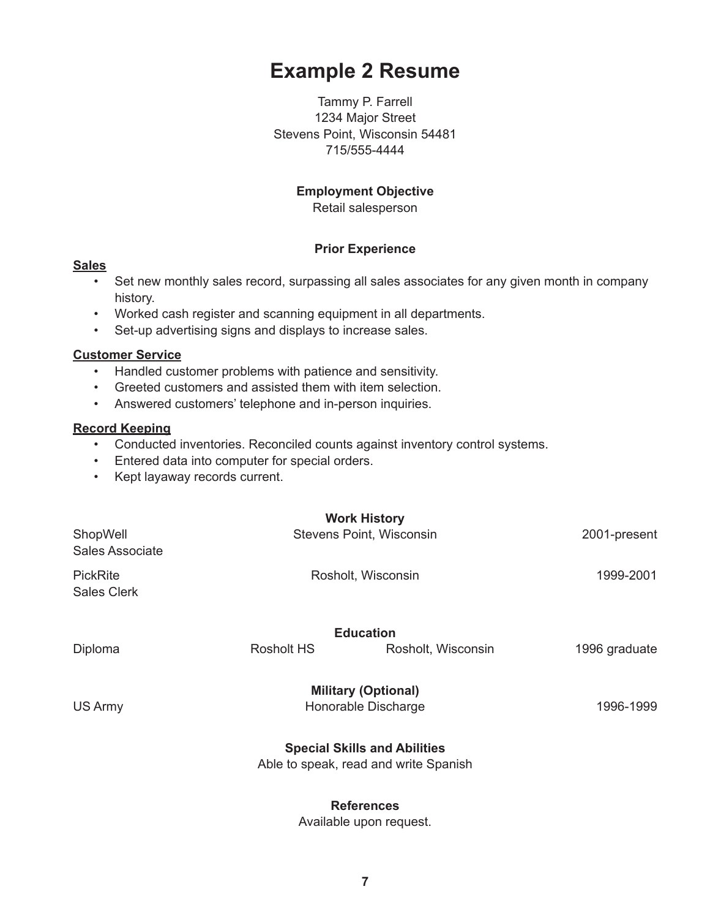# Example 2 Resume

Tammy P. Farrell
1234 Major Street
Stevens Point, Wisconsin 54481
715/555-4444

**Employment Objective**
Retail salesperson

**Prior Experience**

**<u>Sales</u>**

- Set new monthly sales record, surpassing all sales associates for any given month in company history.
- Worked cash register and scanning equipment in all departments.
- Set-up advertising signs and displays to increase sales.

**<u>Customer Service</u>**

- Handled customer problems with patience and sensitivity.
- Greeted customers and assisted them with item selection.
- Answered customers' telephone and in-person inquiries.

**<u>Record Keeping</u>**

- Conducted inventories. Reconciled counts against inventory control systems.
- Entered data into computer for special orders.
- Kept layaway records current.

**Work History**

ShopWell — Stevens Point, Wisconsin — 2001-present
Sales Associate

PickRite — Rosholt, Wisconsin — 1999-2001
Sales Clerk

**Education**

Diploma — Rosholt HS — Rosholt, Wisconsin — 1996 graduate

**Military (Optional)**

US Army — Honorable Discharge — 1996-1999

**Special Skills and Abilities**
Able to speak, read and write Spanish

**References**
Available upon request.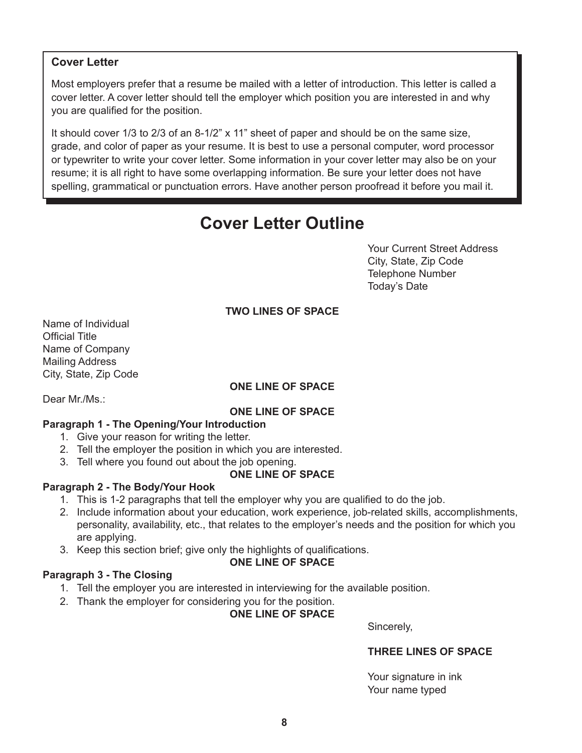**Cover Letter**

Most employers prefer that a resume be mailed with a letter of introduction. This letter is called a cover letter. A cover letter should tell the employer which position you are interested in and why you are qualified for the position.

It should cover 1/3 to 2/3 of an 8-1/2” x 11” sheet of paper and should be on the same size, grade, and color of paper as your resume. It is best to use a personal computer, word processor or typewriter to write your cover letter. Some information in your cover letter may also be on your resume; it is all right to have some overlapping information. Be sure your letter does not have spelling, grammatical or punctuation errors. Have another person proofread it before you mail it.

# Cover Letter Outline

Your Current Street Address
City, State, Zip Code
Telephone Number
Today’s Date

**TWO LINES OF SPACE**

Name of Individual
Official Title
Name of Company
Mailing Address
City, State, Zip Code

**ONE LINE OF SPACE**

Dear Mr./Ms.:

**ONE LINE OF SPACE**

**Paragraph 1 - The Opening/Your Introduction**

1. Give your reason for writing the letter.
2. Tell the employer the position in which you are interested.
3. Tell where you found out about the job opening.

**ONE LINE OF SPACE**

**Paragraph 2 - The Body/Your Hook**

1. This is 1-2 paragraphs that tell the employer why you are qualified to do the job.
2. Include information about your education, work experience, job-related skills, accomplishments, personality, availability, etc., that relates to the employer’s needs and the position for which you are applying.
3. Keep this section brief; give only the highlights of qualifications.

**ONE LINE OF SPACE**

**Paragraph 3 - The Closing**

1. Tell the employer you are interested in interviewing for the available position.
2. Thank the employer for considering you for the position.

**ONE LINE OF SPACE**

Sincerely,

**THREE LINES OF SPACE**

Your signature in ink
Your name typed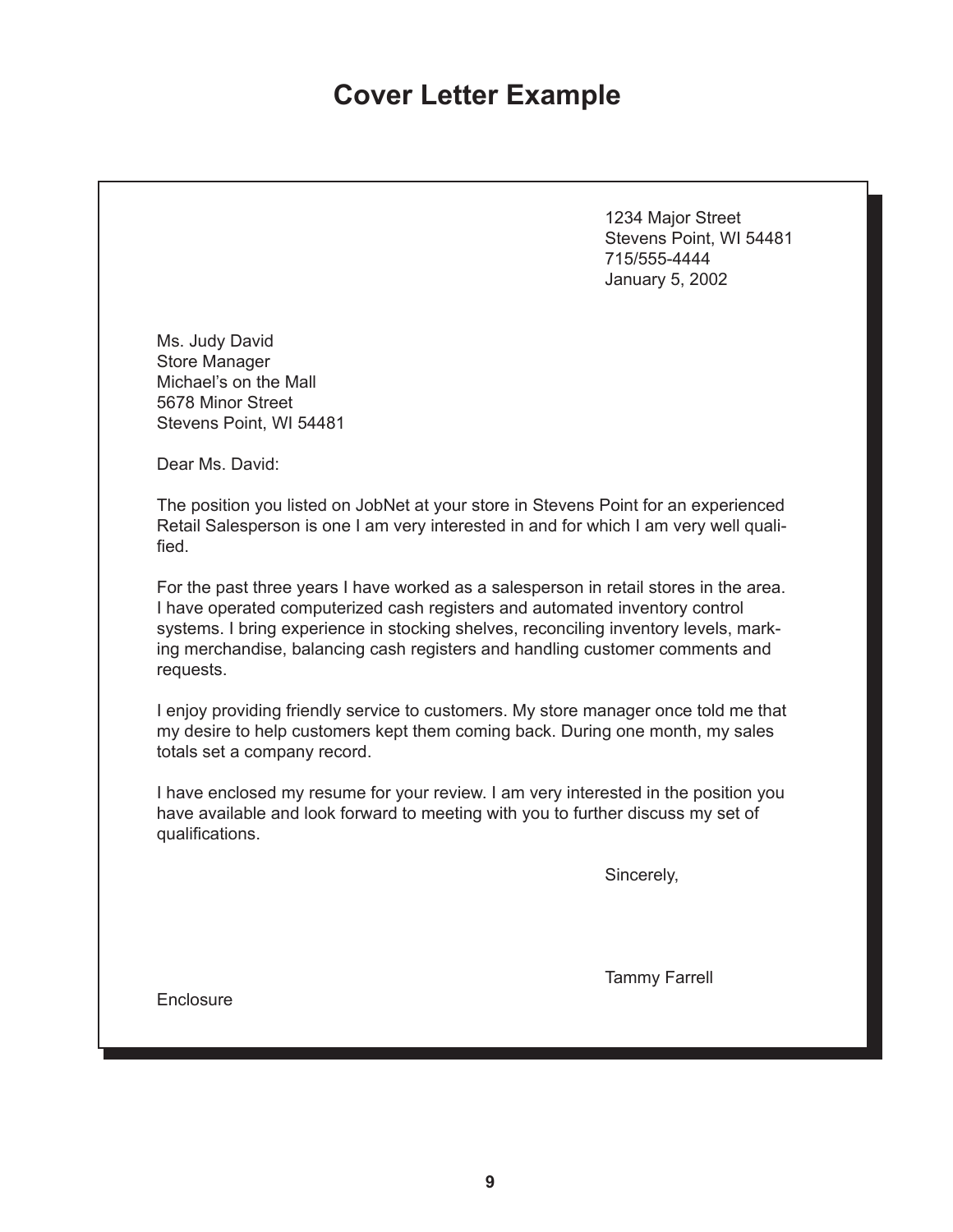# Cover Letter Example

1234 Major Street
Stevens Point, WI 54481
715/555-4444
January 5, 2002

Ms. Judy David
Store Manager
Michael's on the Mall
5678 Minor Street
Stevens Point, WI 54481

Dear Ms. David:

The position you listed on JobNet at your store in Stevens Point for an experienced Retail Salesperson is one I am very interested in and for which I am very well qualified.

For the past three years I have worked as a salesperson in retail stores in the area. I have operated computerized cash registers and automated inventory control systems. I bring experience in stocking shelves, reconciling inventory levels, marking merchandise, balancing cash registers and handling customer comments and requests.

I enjoy providing friendly service to customers. My store manager once told me that my desire to help customers kept them coming back. During one month, my sales totals set a company record.

I have enclosed my resume for your review. I am very interested in the position you have available and look forward to meeting with you to further discuss my set of qualifications.

Sincerely,

Tammy Farrell

Enclosure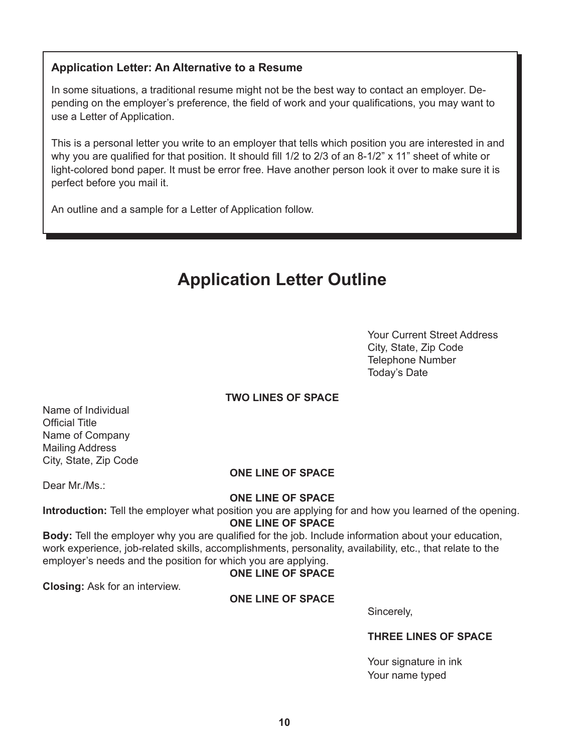**Application Letter: An Alternative to a Resume**

In some situations, a traditional resume might not be the best way to contact an employer. Depending on the employer's preference, the field of work and your qualifications, you may want to use a Letter of Application.

This is a personal letter you write to an employer that tells which position you are interested in and why you are qualified for that position. It should fill 1/2 to 2/3 of an 8-1/2" x 11" sheet of white or light-colored bond paper. It must be error free. Have another person look it over to make sure it is perfect before you mail it.

An outline and a sample for a Letter of Application follow.

# Application Letter Outline

Your Current Street Address
City, State, Zip Code
Telephone Number
Today's Date

**TWO LINES OF SPACE**

Name of Individual
Official Title
Name of Company
Mailing Address
City, State, Zip Code

**ONE LINE OF SPACE**

Dear Mr./Ms.:

**ONE LINE OF SPACE**

**Introduction:** Tell the employer what position you are applying for and how you learned of the opening.

**ONE LINE OF SPACE**

**Body:** Tell the employer why you are qualified for the job. Include information about your education, work experience, job-related skills, accomplishments, personality, availability, etc., that relate to the employer's needs and the position for which you are applying.

**ONE LINE OF SPACE**

**Closing:** Ask for an interview.

**ONE LINE OF SPACE**

Sincerely,

**THREE LINES OF SPACE**

Your signature in ink
Your name typed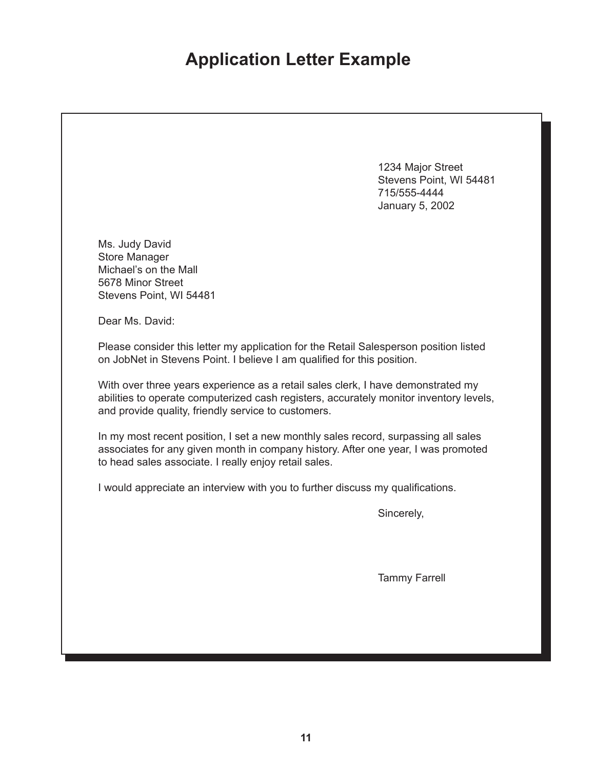# Application Letter Example

1234 Major Street
Stevens Point, WI 54481
715/555-4444
January 5, 2002

Ms. Judy David
Store Manager
Michael's on the Mall
5678 Minor Street
Stevens Point, WI 54481

Dear Ms. David:

Please consider this letter my application for the Retail Salesperson position listed on JobNet in Stevens Point. I believe I am qualified for this position.

With over three years experience as a retail sales clerk, I have demonstrated my abilities to operate computerized cash registers, accurately monitor inventory levels, and provide quality, friendly service to customers.

In my most recent position, I set a new monthly sales record, surpassing all sales associates for any given month in company history. After one year, I was promoted to head sales associate. I really enjoy retail sales.

I would appreciate an interview with you to further discuss my qualifications.

Sincerely,

Tammy Farrell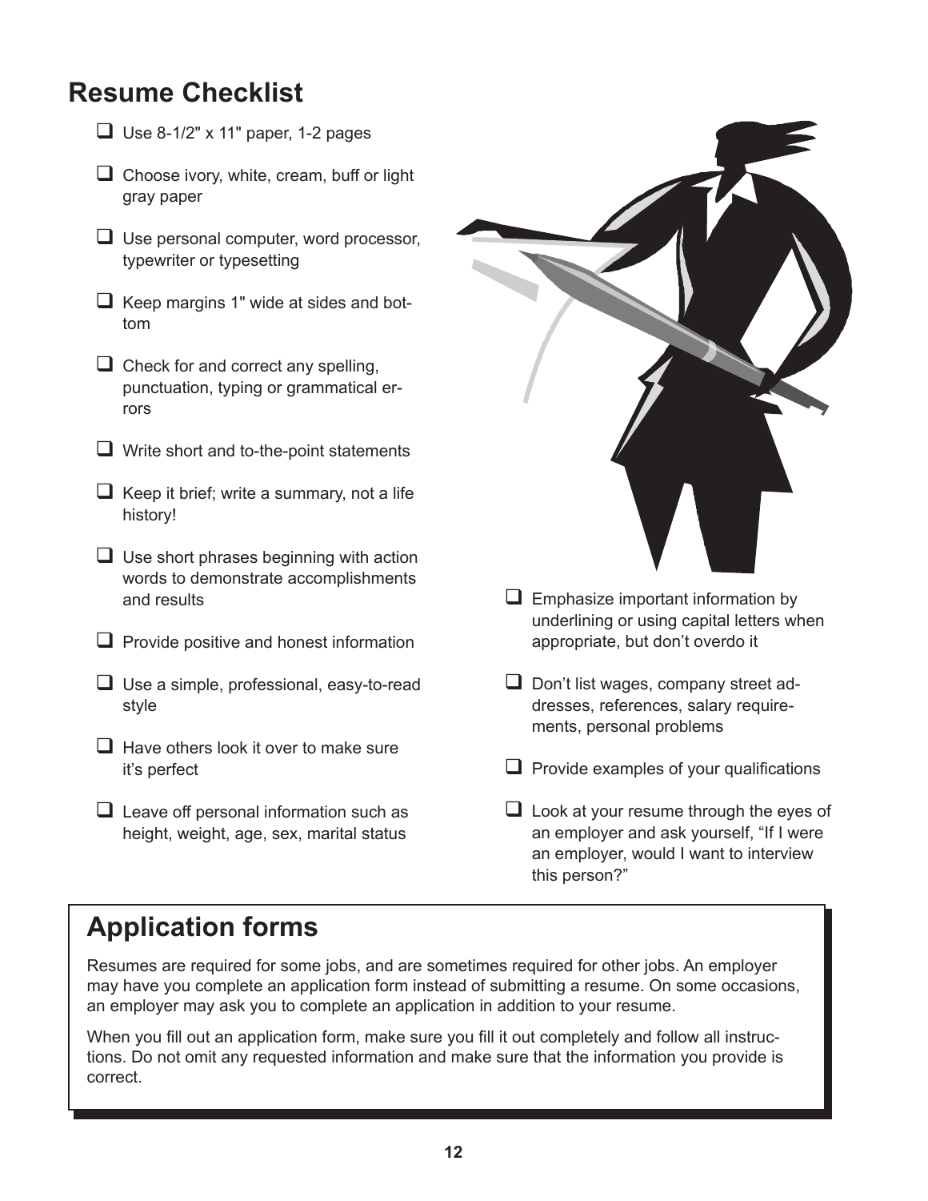## Resume Checklist

- Use 8-1/2" x 11" paper, 1-2 pages
- Choose ivory, white, cream, buff or light gray paper
- Use personal computer, word processor, typewriter or typesetting
- Keep margins 1" wide at sides and bottom
- Check for and correct any spelling, punctuation, typing or grammatical errors
- Write short and to-the-point statements
- Keep it brief; write a summary, not a life history!
- Use short phrases beginning with action words to demonstrate accomplishments and results
- Provide positive and honest information
- Use a simple, professional, easy-to-read style
- Have others look it over to make sure it's perfect
- Leave off personal information such as height, weight, age, sex, marital status
- Emphasize important information by underlining or using capital letters when appropriate, but don't overdo it
- Don't list wages, company street addresses, references, salary requirements, personal problems
- Provide examples of your qualifications
- Look at your resume through the eyes of an employer and ask yourself, "If I were an employer, would I want to interview this person?"

## Application forms

Resumes are required for some jobs, and are sometimes required for other jobs. An employer may have you complete an application form instead of submitting a resume. On some occasions, an employer may ask you to complete an application in addition to your resume.

When you fill out an application form, make sure you fill it out completely and follow all instructions. Do not omit any requested information and make sure that the information you provide is correct.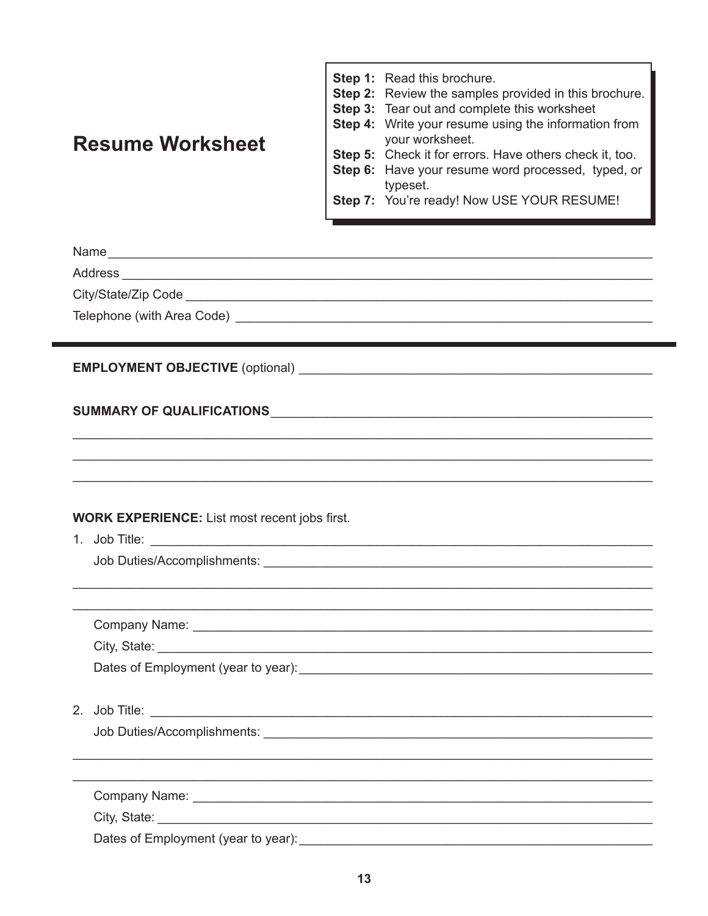# Resume Worksheet

**Step 1:** Read this brochure.
**Step 2:** Review the samples provided in this brochure.
**Step 3:** Tear out and complete this worksheet
**Step 4:** Write your resume using the information from your worksheet.
**Step 5:** Check it for errors. Have others check it, too.
**Step 6:** Have your resume word processed, typed, or typeset.
**Step 7:** You're ready! Now USE YOUR RESUME!

Name ______________________________________________________________________

Address ____________________________________________________________________

City/State/Zip Code __________________________________________________________

Telephone (with Area Code) ___________________________________________________

---

**EMPLOYMENT OBJECTIVE** (optional) ____________________________________________

**SUMMARY OF QUALIFICATIONS** _________________________________________________

___________________________________________________________________________

___________________________________________________________________________

___________________________________________________________________________

**WORK EXPERIENCE:** List most recent jobs first.

1. Job Title: _________________________________________________________________

   Job Duties/Accomplishments: ___________________________________________________

___________________________________________________________________________

___________________________________________________________________________

   Company Name: _____________________________________________________________

   City, State: ________________________________________________________________

   Dates of Employment (year to year): _______________________________________________

2. Job Title: _________________________________________________________________

   Job Duties/Accomplishments: ___________________________________________________

___________________________________________________________________________

___________________________________________________________________________

   Company Name: _____________________________________________________________

   City, State: ________________________________________________________________

   Dates of Employment (year to year): _______________________________________________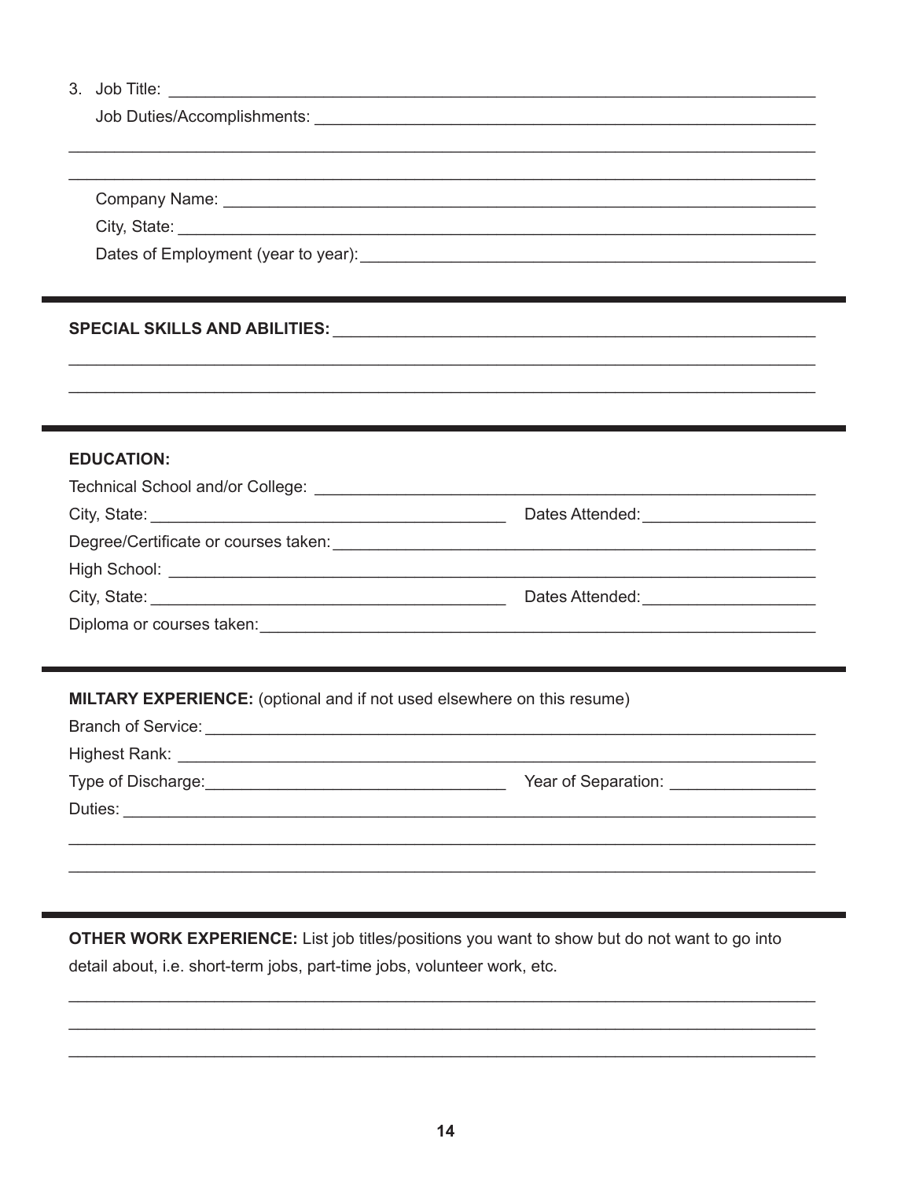3. Job Title: ______________________________________________________________

   Job Duties/Accomplishments: ______________________________________________

______________________________________________________________________

______________________________________________________________________

   Company Name: __________________________________________________________

   City, State: _____________________________________________________________

   Dates of Employment (year to year): _______________________________________

---

**SPECIAL SKILLS AND ABILITIES:** _____________________________________________

______________________________________________________________________

______________________________________________________________________

---

**EDUCATION:**

Technical School and/or College: ______________________________________________

City, State: ______________________________ Dates Attended: ________________

Degree/Certificate or courses taken: __________________________________________

High School: _______________________________________________________________

City, State: ______________________________ Dates Attended: ________________

Diploma or courses taken: ____________________________________________________

---

**MILTARY EXPERIENCE:** (optional and if not used elsewhere on this resume)

Branch of Service: __________________________________________________________

Highest Rank: ______________________________________________________________

Type of Discharge: __________________________ Year of Separation: _____________

Duties: ____________________________________________________________________

______________________________________________________________________

______________________________________________________________________

---

**OTHER WORK EXPERIENCE:** List job titles/positions you want to show but do not want to go into detail about, i.e. short-term jobs, part-time jobs, volunteer work, etc.

______________________________________________________________________

______________________________________________________________________

______________________________________________________________________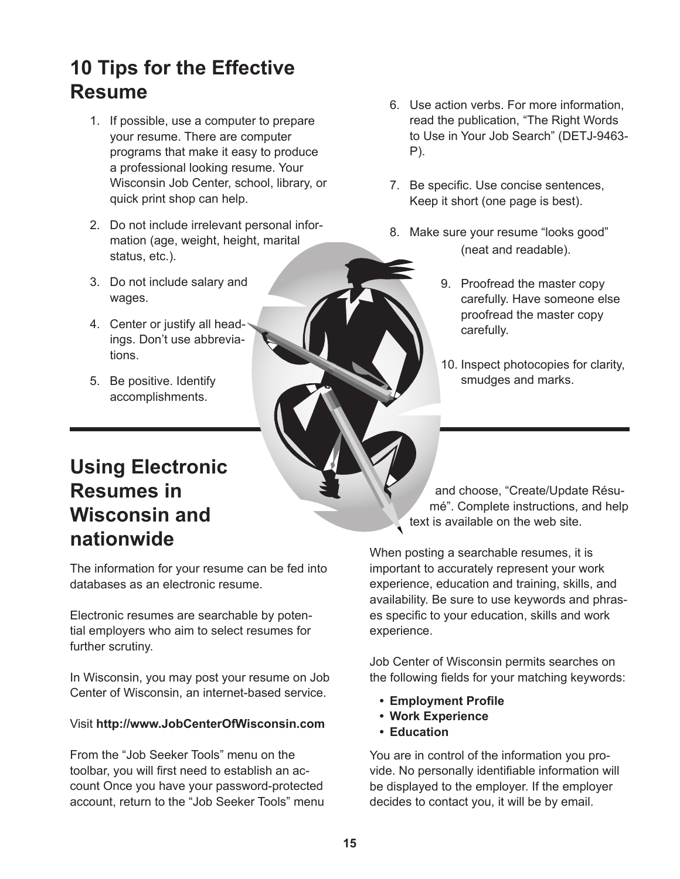## 10 Tips for the Effective Resume

1. If possible, use a computer to prepare your resume. There are computer programs that make it easy to produce a professional looking resume. Your Wisconsin Job Center, school, library, or quick print shop can help.
2. Do not include irrelevant personal information (age, weight, height, marital status, etc.).
3. Do not include salary and wages.
4. Center or justify all headings. Don't use abbreviations.
5. Be positive. Identify accomplishments.
6. Use action verbs. For more information, read the publication, "The Right Words to Use in Your Job Search" (DETJ-9463-P).
7. Be specific. Use concise sentences, Keep it short (one page is best).
8. Make sure your resume "looks good" (neat and readable).
9. Proofread the master copy carefully. Have someone else proofread the master copy carefully.
10. Inspect photocopies for clarity, smudges and marks.

## Using Electronic Resumes in Wisconsin and nationwide

The information for your resume can be fed into databases as an electronic resume.

Electronic resumes are searchable by potential employers who aim to select resumes for further scrutiny.

In Wisconsin, you may post your resume on Job Center of Wisconsin, an internet-based service.

Visit **http://www.JobCenterOfWisconsin.com**

From the "Job Seeker Tools" menu on the toolbar, you will first need to establish an account Once you have your password-protected account, return to the "Job Seeker Tools" menu and choose, "Create/Update Résumé". Complete instructions, and help text is available on the web site.

When posting a searchable resumes, it is important to accurately represent your work experience, education and training, skills, and availability. Be sure to use keywords and phrases specific to your education, skills and work experience.

Job Center of Wisconsin permits searches on the following fields for your matching keywords:

- **Employment Profile**
- **Work Experience**
- **Education**

You are in control of the information you provide. No personally identifiable information will be displayed to the employer. If the employer decides to contact you, it will be by email.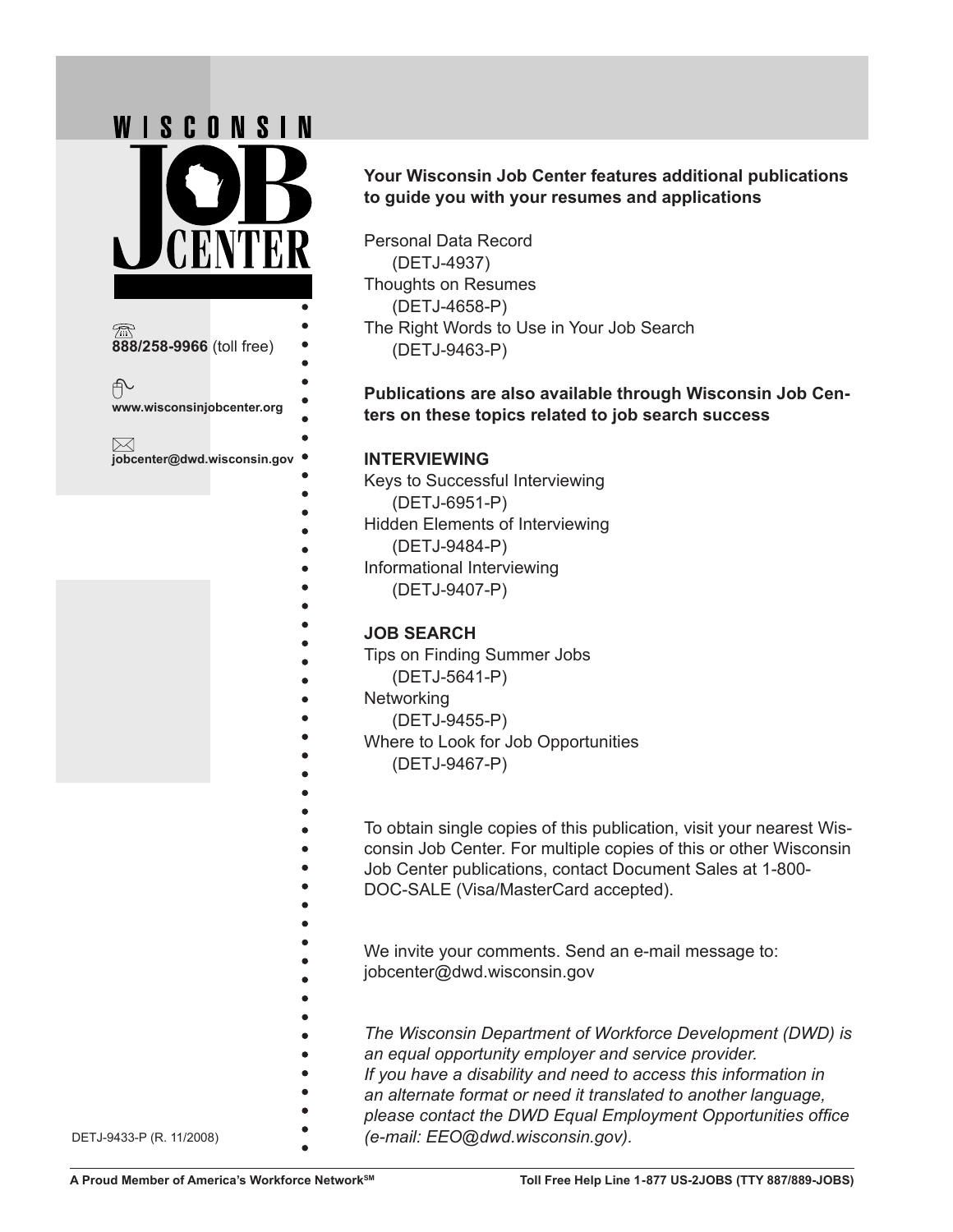# WISCONSIN JOB CENTER

888/258-9966 (toll free)

www.wisconsinjobcenter.org

jobcenter@dwd.wisconsin.gov

**Your Wisconsin Job Center features additional publications to guide you with your resumes and applications**

Personal Data Record
(DETJ-4937)
Thoughts on Resumes
(DETJ-4658-P)
The Right Words to Use in Your Job Search
(DETJ-9463-P)

**Publications are also available through Wisconsin Job Centers on these topics related to job search success**

**INTERVIEWING**

Keys to Successful Interviewing
(DETJ-6951-P)
Hidden Elements of Interviewing
(DETJ-9484-P)
Informational Interviewing
(DETJ-9407-P)

**JOB SEARCH**

Tips on Finding Summer Jobs
(DETJ-5641-P)
Networking
(DETJ-9455-P)
Where to Look for Job Opportunities
(DETJ-9467-P)

To obtain single copies of this publication, visit your nearest Wisconsin Job Center. For multiple copies of this or other Wisconsin Job Center publications, contact Document Sales at 1-800-DOC-SALE (Visa/MasterCard accepted).

We invite your comments. Send an e-mail message to: jobcenter@dwd.wisconsin.gov

*The Wisconsin Department of Workforce Development (DWD) is an equal opportunity employer and service provider. If you have a disability and need to access this information in an alternate format or need it translated to another language, please contact the DWD Equal Employment Opportunities office (e-mail: EEO@dwd.wisconsin.gov).*

DETJ-9433-P (R. 11/2008)

A Proud Member of America's Workforce Network[SM]

Toll Free Help Line 1-877 US-2JOBS (TTY 887/889-JOBS)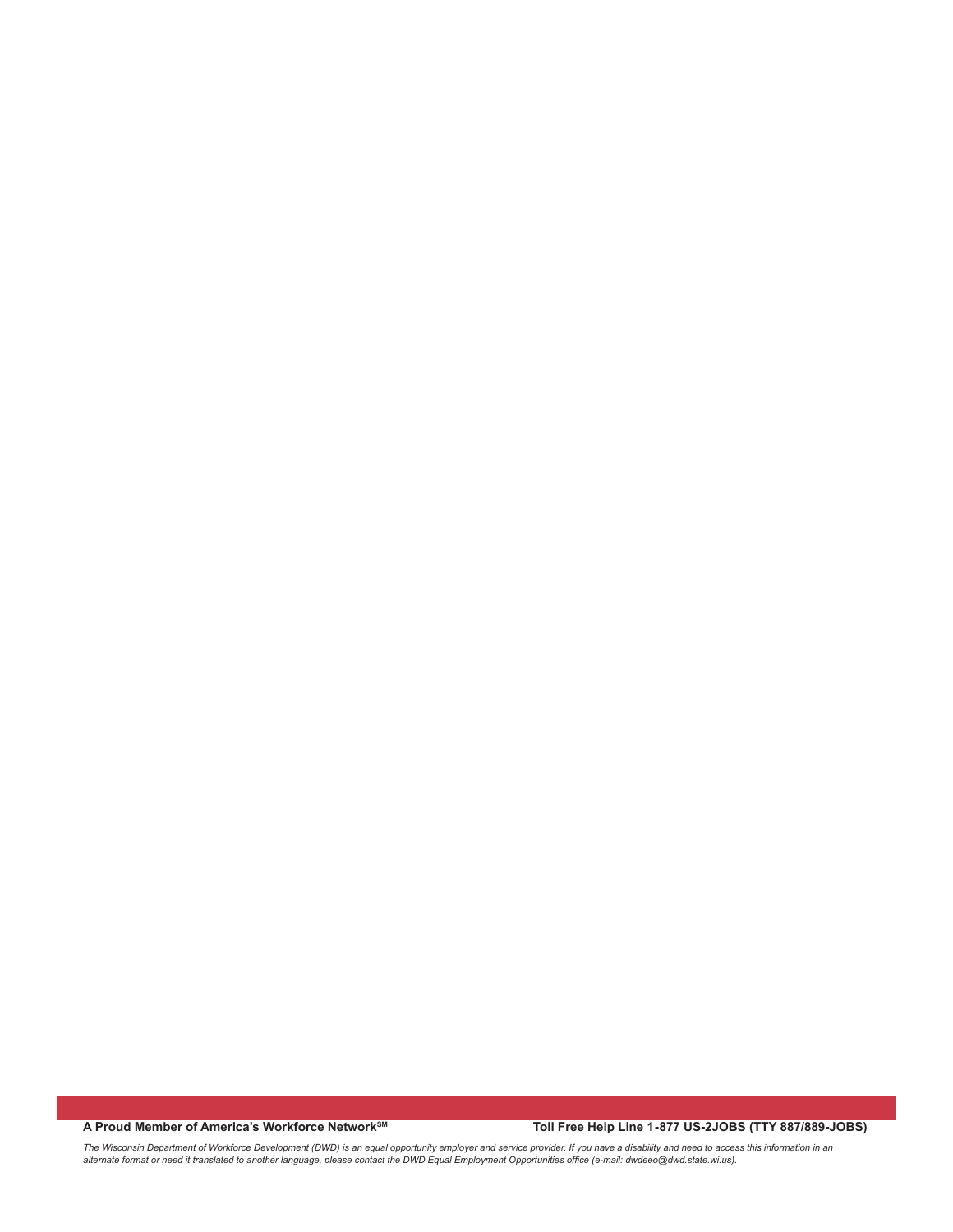**A Proud Member of America's Workforce Network℠** **Toll Free Help Line 1-877 US-2JOBS (TTY 887/889-JOBS)**

*The Wisconsin Department of Workforce Development (DWD) is an equal opportunity employer and service provider. If you have a disability and need to access this information in an alternate format or need it translated to another language, please contact the DWD Equal Employment Opportunities office (e-mail: dwdeeo@dwd.state.wi.us).*